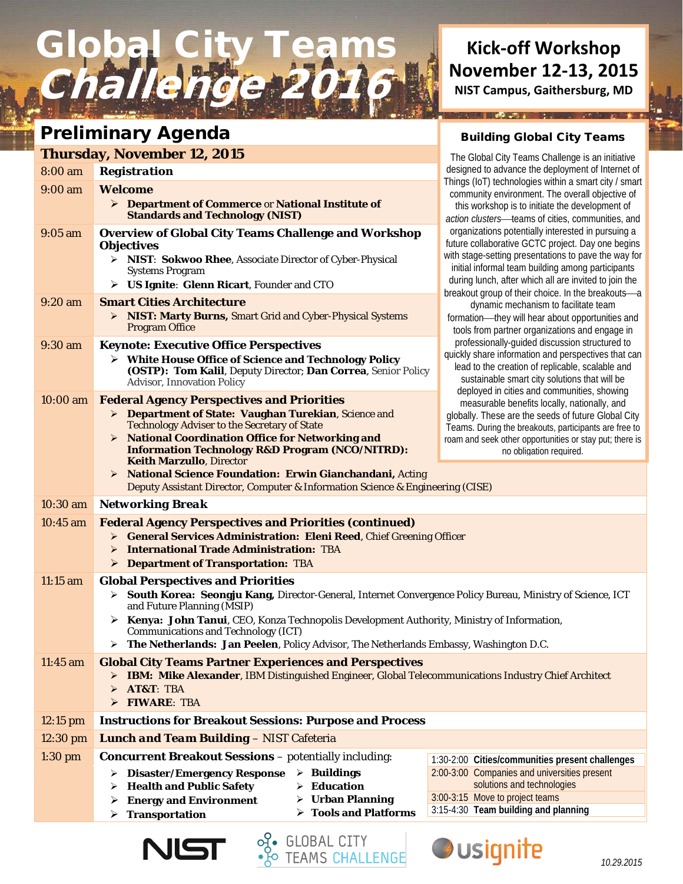# Global City Teams Challenge 2016

**Kick-off Workshop**
**November 12-13, 2015**
**NIST Campus, Gaithersburg, MD**

## Preliminary Agenda

### Thursday, November 12, 2015

| Time | Session |
|---|---|
| 8:00 am | ***Registration*** |
| 9:00 am | **Welcome**<br>➢ **Department of Commerce** or **National Institute of Standards and Technology (NIST)** |
| 9:05 am | **Overview of Global City Teams Challenge and Workshop Objectives**<br>➢ **NIST**: **Sokwoo Rhee**, Associate Director of Cyber-Physical Systems Program<br>➢ **US Ignite**: **Glenn Ricart**, Founder and CTO |
| 9:20 am | **Smart Cities Architecture**<br>➢ **NIST: Marty Burns,** Smart Grid and Cyber-Physical Systems Program Office |
| 9:30 am | **Keynote: Executive Office Perspectives**<br>➢ **White House Office of Science and Technology Policy (OSTP): Tom Kalil**, Deputy Director; **Dan Correa**, Senior Policy Advisor, Innovation Policy |
| 10:00 am | **Federal Agency Perspectives and Priorities**<br>➢ **Department of State: Vaughan Turekian**, Science and Technology Adviser to the Secretary of State<br>➢ **National Coordination Office for Networking and Information Technology R&D Program (NCO/NITRD): Keith Marzullo**, Director<br>➢ **National Science Foundation: Erwin Gianchandani,** Acting Deputy Assistant Director, Computer & Information Science & Engineering (CISE) |
| 10:30 am | ***Networking Break*** |
| 10:45 am | **Federal Agency Perspectives and Priorities (continued)**<br>➢ **General Services Administration: Eleni Reed**, Chief Greening Officer<br>➢ **International Trade Administration:** TBA<br>➢ **Department of Transportation:** TBA |
| 11:15 am | **Global Perspectives and Priorities**<br>➢ **South Korea: Seongju Kang,** Director-General, Internet Convergence Policy Bureau, Ministry of Science, ICT and Future Planning (MSIP)<br>➢ **Kenya: John Tanui**, CEO, Konza Technopolis Development Authority, Ministry of Information, Communications and Technology (ICT)<br>➢ **The Netherlands: Jan Peelen**, Policy Advisor, The Netherlands Embassy, Washington D.C. |
| 11:45 am | **Global City Teams Partner Experiences and Perspectives**<br>➢ **IBM: Mike Alexander**, IBM Distinguished Engineer, Global Telecommunications Industry Chief Architect<br>➢ **AT&T**: TBA<br>➢ **FIWARE**: TBA |
| 12:15 pm | **Instructions for Breakout Sessions: Purpose and Process** |
| 12:30 pm | ***Lunch and Team Building*** – NIST Cafeteria |
| 1:30 pm | **Concurrent Breakout Sessions** – potentially including:<br>➢ **Disaster/Emergency Response**<br>➢ **Health and Public Safety**<br>➢ **Energy and Environment**<br>➢ **Transportation**<br>➢ **Buildings**<br>➢ **Education**<br>➢ **Urban Planning**<br>➢ **Tools and Platforms**<br><br>1:30-2:00 **Cities/communities present challenges**<br>2:00-3:00 Companies and universities present solutions and technologies<br>3:00-3:15 Move to project teams<br>3:15-4:30 **Team building and planning** |

### Building Global City Teams

The Global City Teams Challenge is an initiative designed to advance the deployment of Internet of Things (IoT) technologies within a smart city / smart community environment. The overall objective of this workshop is to initiate the development of *action clusters*—teams of cities, communities, and organizations potentially interested in pursuing a future collaborative GCTC project. Day one begins with stage-setting presentations to pave the way for initial informal team building among participants during lunch, after which all are invited to join the breakout group of their choice. In the breakouts—a dynamic mechanism to facilitate team formation—they will hear about opportunities and tools from partner organizations and engage in professionally-guided discussion structured to quickly share information and perspectives that can lead to the creation of replicable, scalable and sustainable smart city solutions that will be deployed in cities and communities, showing measurable benefits locally, nationally, and globally. These are the seeds of future Global City Teams. During the breakouts, participants are free to roam and seek other opportunities or stay put; there is no obligation required.

NIST | GLOBAL CITY TEAMS CHALLENGE | usignite

10.29.2015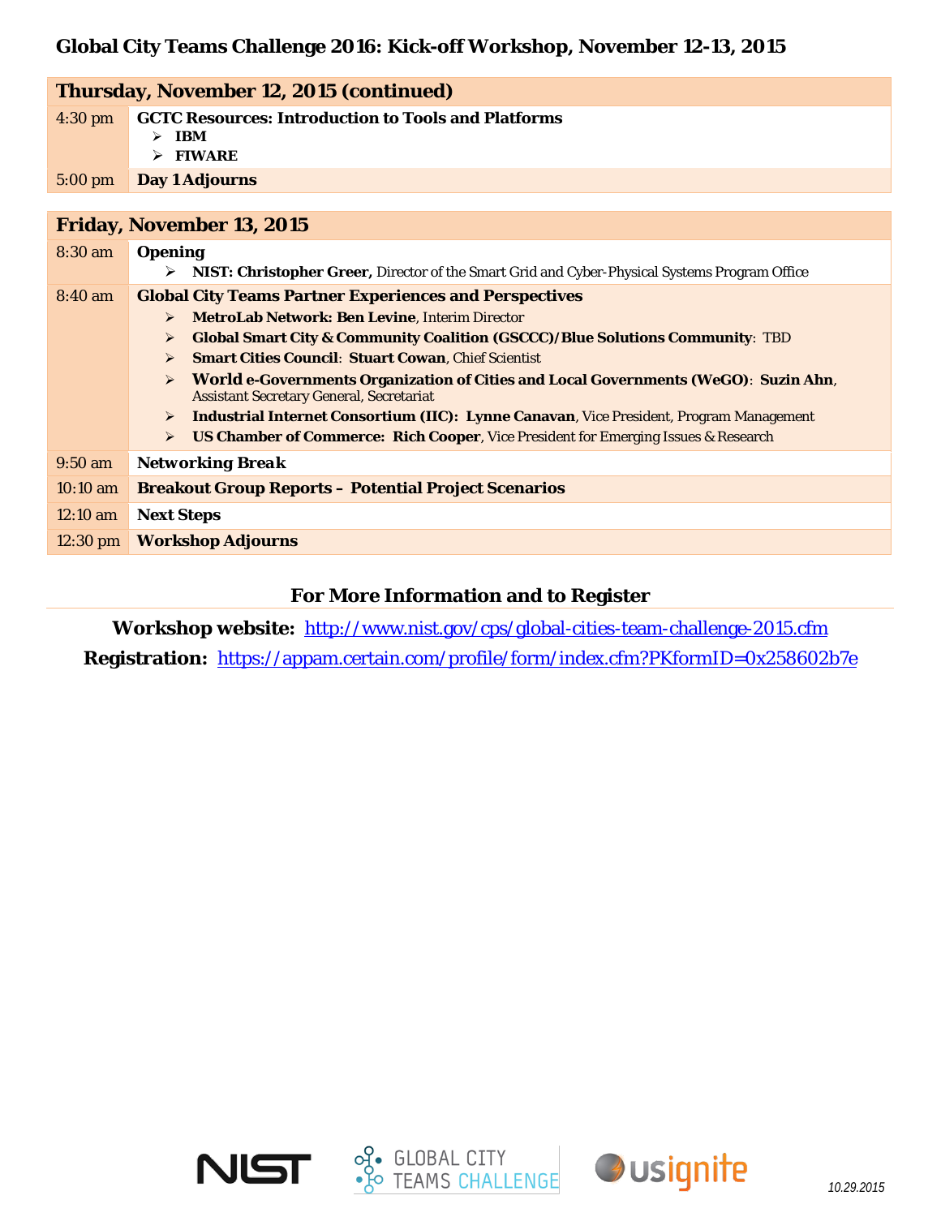# Global City Teams Challenge 2016: Kick-off Workshop, November 12-13, 2015

| Thursday, November 12, 2015 (continued) | |
|---|---|
| 4:30 pm | **GCTC Resources: Introduction to Tools and Platforms**<br>➢ **IBM**<br>➢ **FIWARE** |
| 5:00 pm | **Day 1 Adjourns** |

| Friday, November 13, 2015 | |
|---|---|
| 8:30 am | **Opening**<br>➢ **NIST: Christopher Greer,** Director of the Smart Grid and Cyber-Physical Systems Program Office |
| 8:40 am | **Global City Teams Partner Experiences and Perspectives**<br>➢ **MetroLab Network: Ben Levine**, Interim Director<br>➢ **Global Smart City & Community Coalition (GSCCC)/Blue Solutions Community**: TBD<br>➢ **Smart Cities Council**: **Stuart Cowan**, Chief Scientist<br>➢ **World e-Governments Organization of Cities and Local Governments (WeGO)**: **Suzin Ahn**, Assistant Secretary General, Secretariat<br>➢ **Industrial Internet Consortium (IIC): Lynne Canavan**, Vice President, Program Management<br>➢ **US Chamber of Commerce: Rich Cooper**, Vice President for Emerging Issues & Research |
| 9:50 am | **Networking Break** |
| 10:10 am | **Breakout Group Reports – Potential Project Scenarios** |
| 12:10 am | **Next Steps** |
| 12:30 pm | **Workshop Adjourns** |

## For More Information and to Register

**Workshop website:** http://www.nist.gov/cps/global-cities-team-challenge-2015.cfm

**Registration:** https://appam.certain.com/profile/form/index.cfm?PKformID=0x258602b7e

NIST GLOBAL CITY TEAMS CHALLENGE usignite

*10.29.2015*